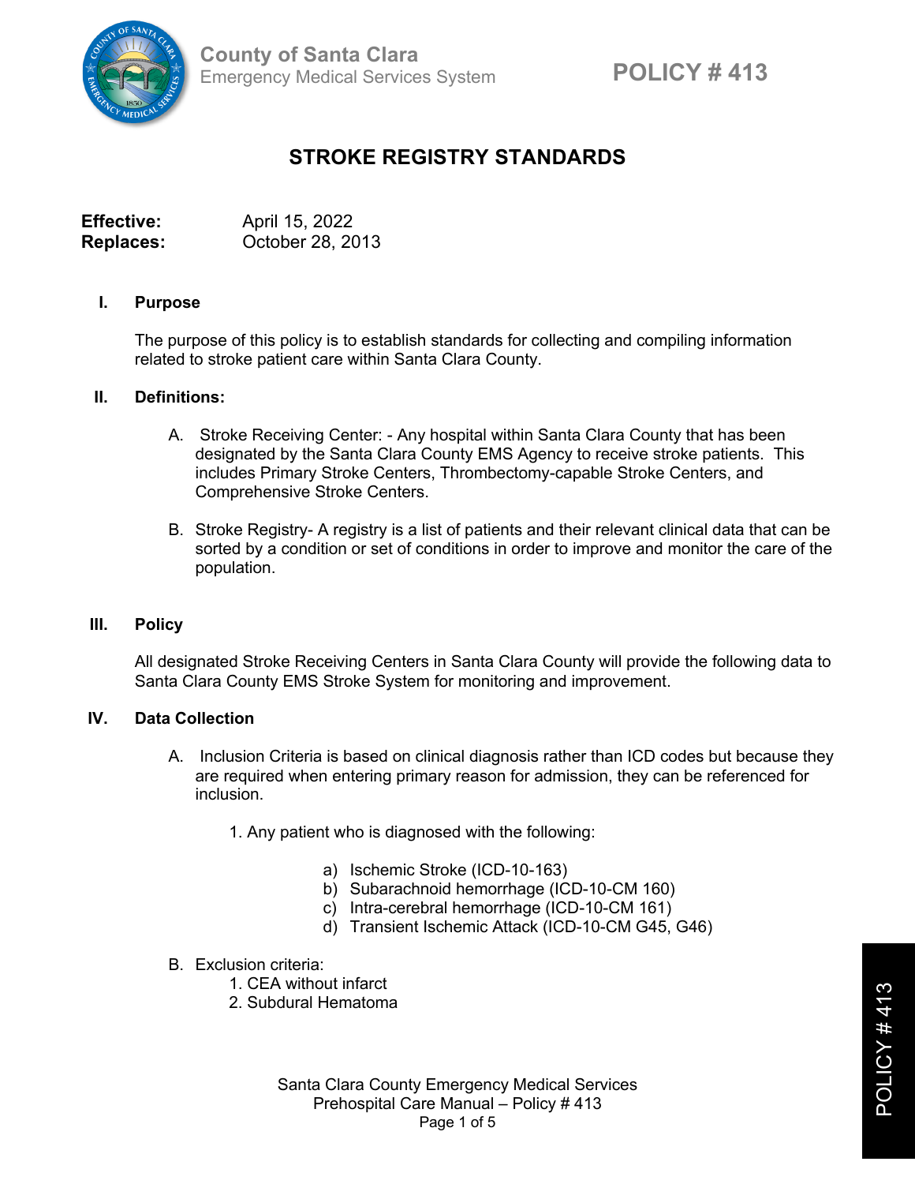County of Santa Clara
Emergency Medical Services System

POLICY # 413

# STROKE REGISTRY STANDARDS

**Effective:** April 15, 2022
**Replaces:** October 28, 2013

## I. Purpose

The purpose of this policy is to establish standards for collecting and compiling information related to stroke patient care within Santa Clara County.

## II. Definitions:

A. Stroke Receiving Center: - Any hospital within Santa Clara County that has been designated by the Santa Clara County EMS Agency to receive stroke patients. This includes Primary Stroke Centers, Thrombectomy-capable Stroke Centers, and Comprehensive Stroke Centers.

B. Stroke Registry- A registry is a list of patients and their relevant clinical data that can be sorted by a condition or set of conditions in order to improve and monitor the care of the population.

## III. Policy

All designated Stroke Receiving Centers in Santa Clara County will provide the following data to Santa Clara County EMS Stroke System for monitoring and improvement.

## IV. Data Collection

A. Inclusion Criteria is based on clinical diagnosis rather than ICD codes but because they are required when entering primary reason for admission, they can be referenced for inclusion.

1. Any patient who is diagnosed with the following:

   a) Ischemic Stroke (ICD-10-163)
   b) Subarachnoid hemorrhage (ICD-10-CM 160)
   c) Intra-cerebral hemorrhage (ICD-10-CM 161)
   d) Transient Ischemic Attack (ICD-10-CM G45, G46)

B. Exclusion criteria:

1. CEA without infarct
2. Subdural Hematoma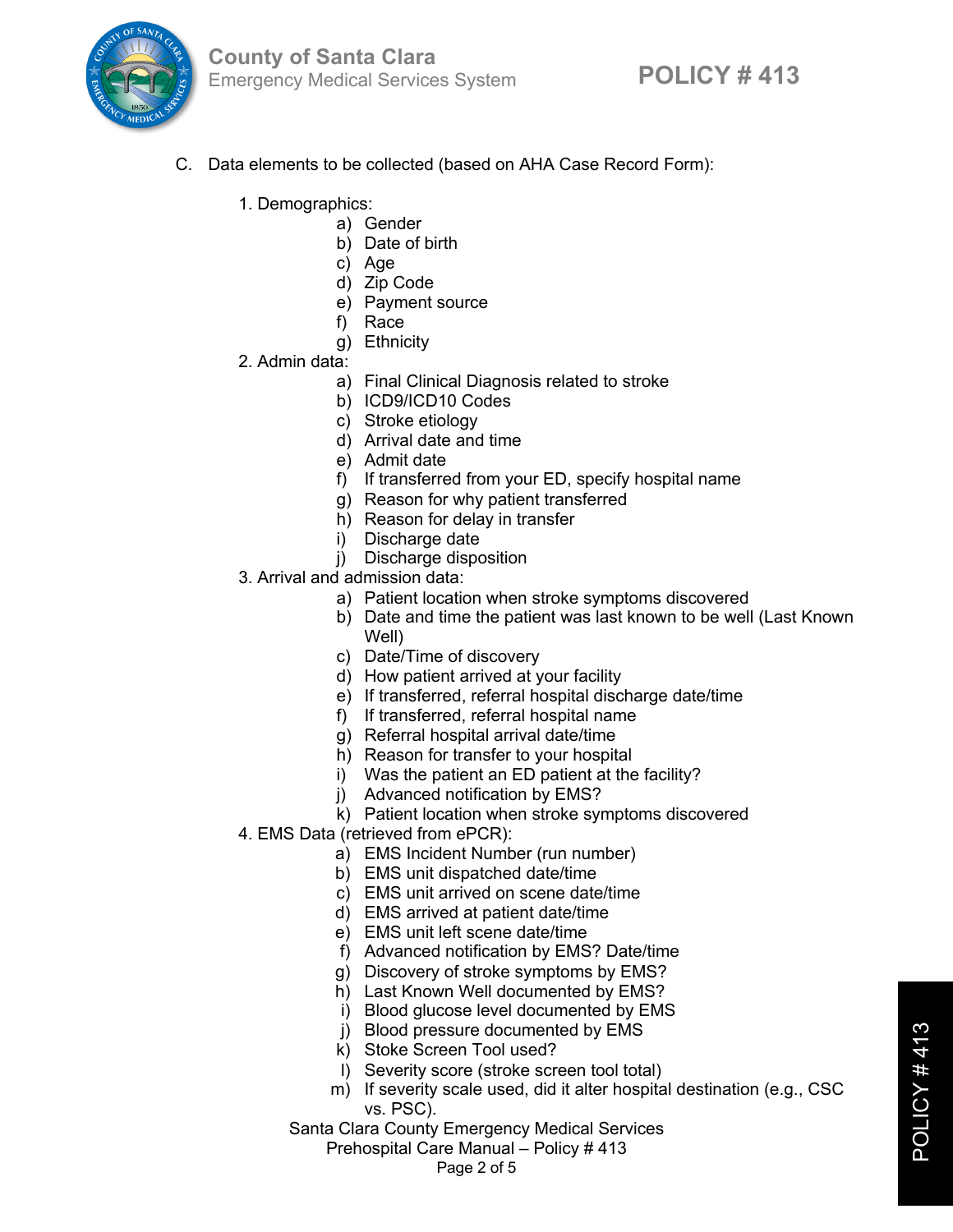C. Data elements to be collected (based on AHA Case Record Form):

1. Demographics:
   a) Gender
   b) Date of birth
   c) Age
   d) Zip Code
   e) Payment source
   f) Race
   g) Ethnicity
2. Admin data:
   a) Final Clinical Diagnosis related to stroke
   b) ICD9/ICD10 Codes
   c) Stroke etiology
   d) Arrival date and time
   e) Admit date
   f) If transferred from your ED, specify hospital name
   g) Reason for why patient transferred
   h) Reason for delay in transfer
   i) Discharge date
   j) Discharge disposition
3. Arrival and admission data:
   a) Patient location when stroke symptoms discovered
   b) Date and time the patient was last known to be well (Last Known Well)
   c) Date/Time of discovery
   d) How patient arrived at your facility
   e) If transferred, referral hospital discharge date/time
   f) If transferred, referral hospital name
   g) Referral hospital arrival date/time
   h) Reason for transfer to your hospital
   i) Was the patient an ED patient at the facility?
   j) Advanced notification by EMS?
   k) Patient location when stroke symptoms discovered
4. EMS Data (retrieved from ePCR):
   a) EMS Incident Number (run number)
   b) EMS unit dispatched date/time
   c) EMS unit arrived on scene date/time
   d) EMS arrived at patient date/time
   e) EMS unit left scene date/time
   f) Advanced notification by EMS? Date/time
   g) Discovery of stroke symptoms by EMS?
   h) Last Known Well documented by EMS?
   i) Blood glucose level documented by EMS
   j) Blood pressure documented by EMS
   k) Stoke Screen Tool used?
   l) Severity score (stroke screen tool total)
   m) If severity scale used, did it alter hospital destination (e.g., CSC vs. PSC).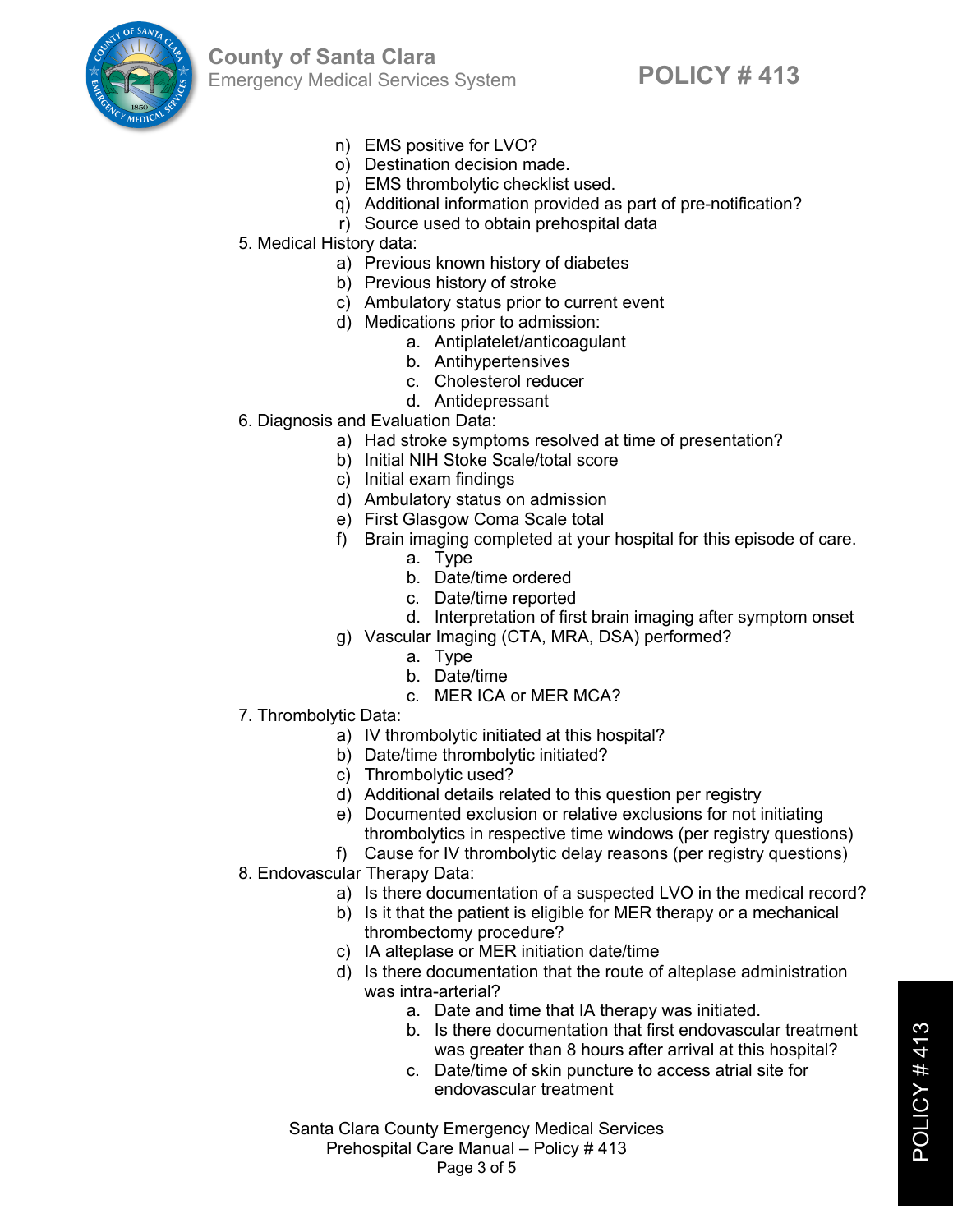n) EMS positive for LVO?
o) Destination decision made.
p) EMS thrombolytic checklist used.
q) Additional information provided as part of pre-notification?
r) Source used to obtain prehospital data

5. Medical History data:
   a) Previous known history of diabetes
   b) Previous history of stroke
   c) Ambulatory status prior to current event
   d) Medications prior to admission:
      a. Antiplatelet/anticoagulant
      b. Antihypertensives
      c. Cholesterol reducer
      d. Antidepressant
6. Diagnosis and Evaluation Data:
   a) Had stroke symptoms resolved at time of presentation?
   b) Initial NIH Stoke Scale/total score
   c) Initial exam findings
   d) Ambulatory status on admission
   e) First Glasgow Coma Scale total
   f) Brain imaging completed at your hospital for this episode of care.
      a. Type
      b. Date/time ordered
      c. Date/time reported
      d. Interpretation of first brain imaging after symptom onset
   g) Vascular Imaging (CTA, MRA, DSA) performed?
      a. Type
      b. Date/time
      c. MER ICA or MER MCA?
7. Thrombolytic Data:
   a) IV thrombolytic initiated at this hospital?
   b) Date/time thrombolytic initiated?
   c) Thrombolytic used?
   d) Additional details related to this question per registry
   e) Documented exclusion or relative exclusions for not initiating thrombolytics in respective time windows (per registry questions)
   f) Cause for IV thrombolytic delay reasons (per registry questions)
8. Endovascular Therapy Data:
   a) Is there documentation of a suspected LVO in the medical record?
   b) Is it that the patient is eligible for MER therapy or a mechanical thrombectomy procedure?
   c) IA alteplase or MER initiation date/time
   d) Is there documentation that the route of alteplase administration was intra-arterial?
      a. Date and time that IA therapy was initiated.
      b. Is there documentation that first endovascular treatment was greater than 8 hours after arrival at this hospital?
      c. Date/time of skin puncture to access atrial site for endovascular treatment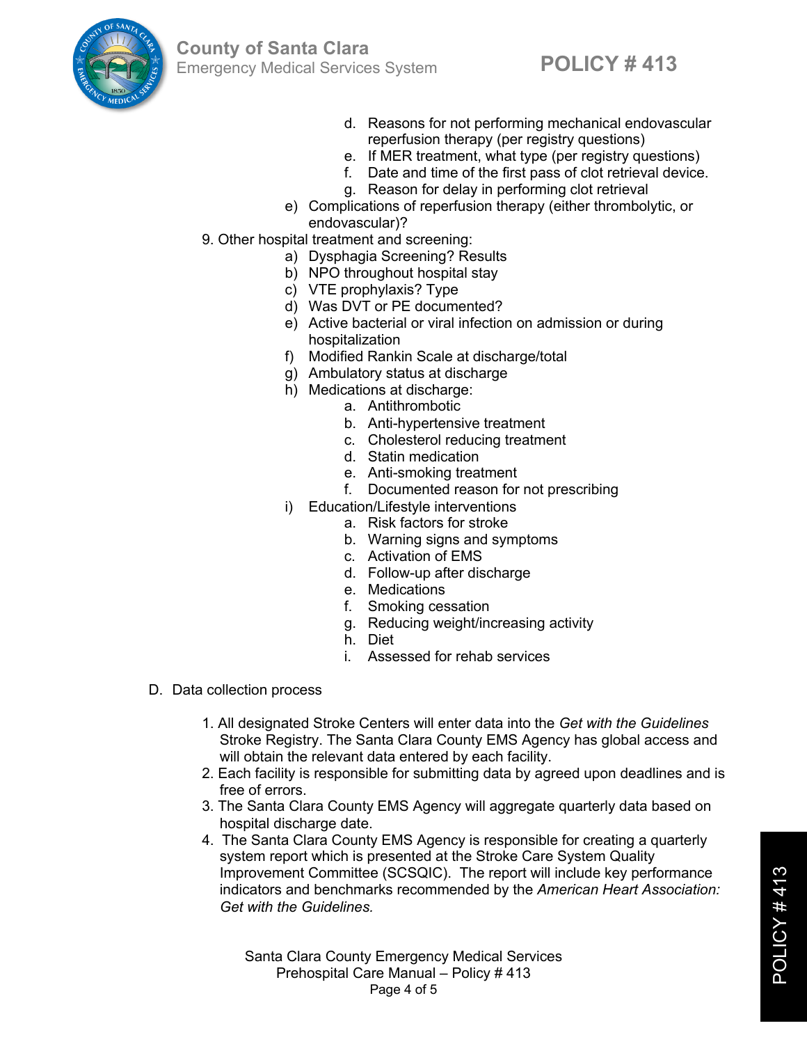d. Reasons for not performing mechanical endovascular reperfusion therapy (per registry questions)
            e. If MER treatment, what type (per registry questions)
            f. Date and time of the first pass of clot retrieval device.
            g. Reason for delay in performing clot retrieval
        e) Complications of reperfusion therapy (either thrombolytic, or endovascular)?

9. Other hospital treatment and screening:
    a) Dysphagia Screening? Results
    b) NPO throughout hospital stay
    c) VTE prophylaxis? Type
    d) Was DVT or PE documented?
    e) Active bacterial or viral infection on admission or during hospitalization
    f) Modified Rankin Scale at discharge/total
    g) Ambulatory status at discharge
    h) Medications at discharge:
        a. Antithrombotic
        b. Anti-hypertensive treatment
        c. Cholesterol reducing treatment
        d. Statin medication
        e. Anti-smoking treatment
        f. Documented reason for not prescribing
    i) Education/Lifestyle interventions
        a. Risk factors for stroke
        b. Warning signs and symptoms
        c. Activation of EMS
        d. Follow-up after discharge
        e. Medications
        f. Smoking cessation
        g. Reducing weight/increasing activity
        h. Diet
        i. Assessed for rehab services

D. Data collection process

1. All designated Stroke Centers will enter data into the *Get with the Guidelines* Stroke Registry. The Santa Clara County EMS Agency has global access and will obtain the relevant data entered by each facility.
2. Each facility is responsible for submitting data by agreed upon deadlines and is free of errors.
3. The Santa Clara County EMS Agency will aggregate quarterly data based on hospital discharge date.
4. The Santa Clara County EMS Agency is responsible for creating a quarterly system report which is presented at the Stroke Care System Quality Improvement Committee (SCSQIC). The report will include key performance indicators and benchmarks recommended by the *American Heart Association: Get with the Guidelines.*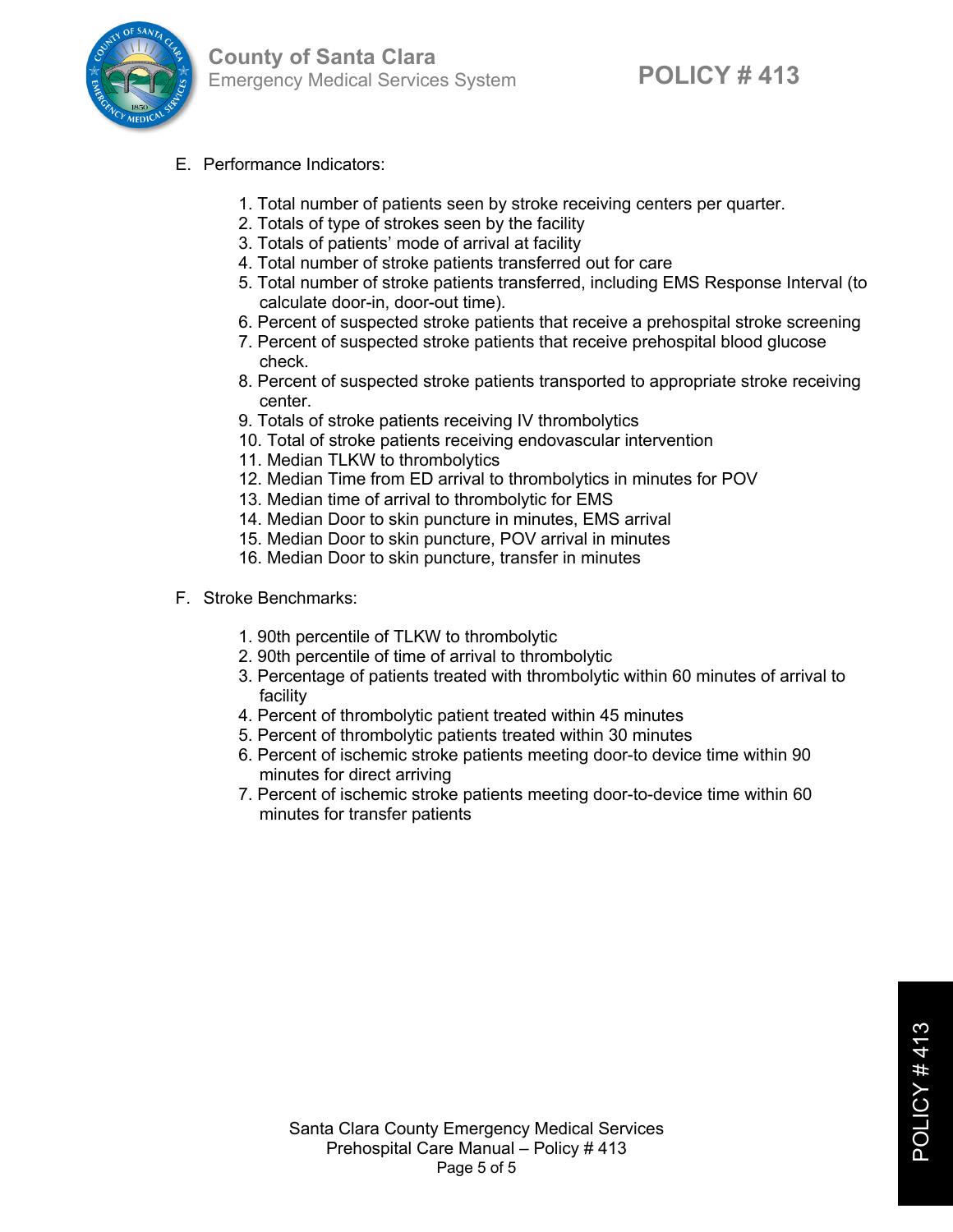E. Performance Indicators:

1. Total number of patients seen by stroke receiving centers per quarter.
2. Totals of type of strokes seen by the facility
3. Totals of patients' mode of arrival at facility
4. Total number of stroke patients transferred out for care
5. Total number of stroke patients transferred, including EMS Response Interval (to calculate door-in, door-out time).
6. Percent of suspected stroke patients that receive a prehospital stroke screening
7. Percent of suspected stroke patients that receive prehospital blood glucose check.
8. Percent of suspected stroke patients transported to appropriate stroke receiving center.
9. Totals of stroke patients receiving IV thrombolytics
10. Total of stroke patients receiving endovascular intervention
11. Median TLKW to thrombolytics
12. Median Time from ED arrival to thrombolytics in minutes for POV
13. Median time of arrival to thrombolytic for EMS
14. Median Door to skin puncture in minutes, EMS arrival
15. Median Door to skin puncture, POV arrival in minutes
16. Median Door to skin puncture, transfer in minutes

F. Stroke Benchmarks:

1. 90th percentile of TLKW to thrombolytic
2. 90th percentile of time of arrival to thrombolytic
3. Percentage of patients treated with thrombolytic within 60 minutes of arrival to facility
4. Percent of thrombolytic patient treated within 45 minutes
5. Percent of thrombolytic patients treated within 30 minutes
6. Percent of ischemic stroke patients meeting door-to device time within 90 minutes for direct arriving
7. Percent of ischemic stroke patients meeting door-to-device time within 60 minutes for transfer patients